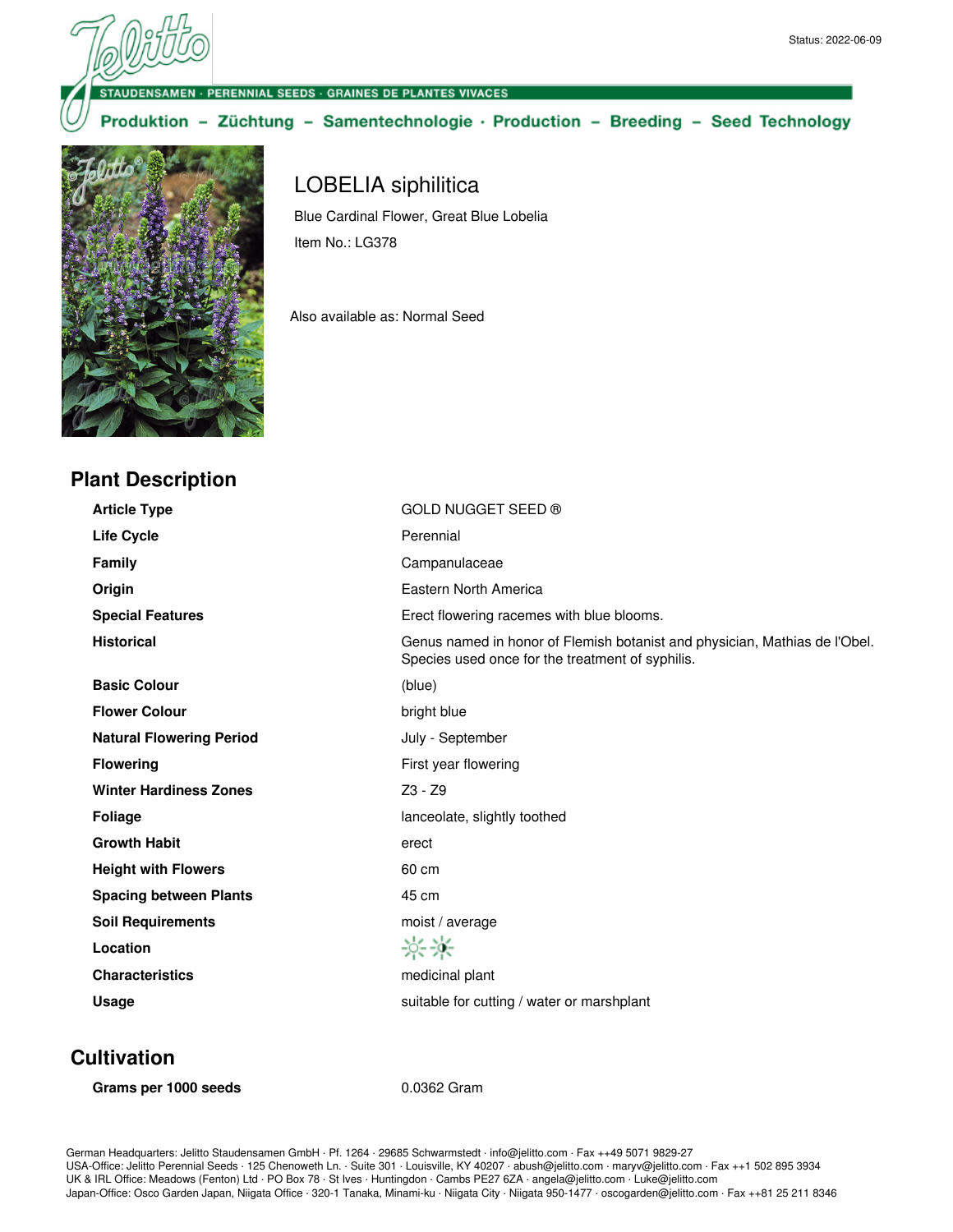Status: 2022-06-09

STAUDENSAMEN · PERENNIAL SEEDS · GRAINES DE PLANTES VIVACES

Produktion – Züchtung – Samentechnologie · Production – Breeding – Seed Technology

# LOBELIA siphilitica

Blue Cardinal Flower, Great Blue Lobelia

Item No.: LG378

Also available as: Normal Seed

## Plant Description

| | |
|---|---|
| **Article Type** | GOLD NUGGET SEED ® |
| **Life Cycle** | Perennial |
| **Family** | Campanulaceae |
| **Origin** | Eastern North America |
| **Special Features** | Erect flowering racemes with blue blooms. |
| **Historical** | Genus named in honor of Flemish botanist and physician, Mathias de l'Obel. Species used once for the treatment of syphilis. |
| **Basic Colour** | (blue) |
| **Flower Colour** | bright blue |
| **Natural Flowering Period** | July - September |
| **Flowering** | First year flowering |
| **Winter Hardiness Zones** | Z3 - Z9 |
| **Foliage** | lanceolate, slightly toothed |
| **Growth Habit** | erect |
| **Height with Flowers** | 60 cm |
| **Spacing between Plants** | 45 cm |
| **Soil Requirements** | moist / average |
| **Location** | |
| **Characteristics** | medicinal plant |
| **Usage** | suitable for cutting / water or marshplant |

## Cultivation

| | |
|---|---|
| **Grams per 1000 seeds** | 0.0362 Gram |

German Headquarters: Jelitto Staudensamen GmbH · Pf. 1264 · 29685 Schwarmstedt · info@jelitto.com · Fax ++49 5071 9829-27
USA-Office: Jelitto Perennial Seeds · 125 Chenoweth Ln. · Suite 301 · Louisville, KY 40207 · abush@jelitto.com · maryv@jelitto.com · Fax ++1 502 895 3934
UK & IRL Office: Meadows (Fenton) Ltd · PO Box 78 · St Ives · Huntingdon · Cambs PE27 6ZA · angela@jelitto.com · Luke@jelitto.com
Japan-Office: Osco Garden Japan, Niigata Office · 320-1 Tanaka, Minami-ku · Niigata City · Niigata 950-1477 · oscogarden@jelitto.com · Fax ++81 25 211 8346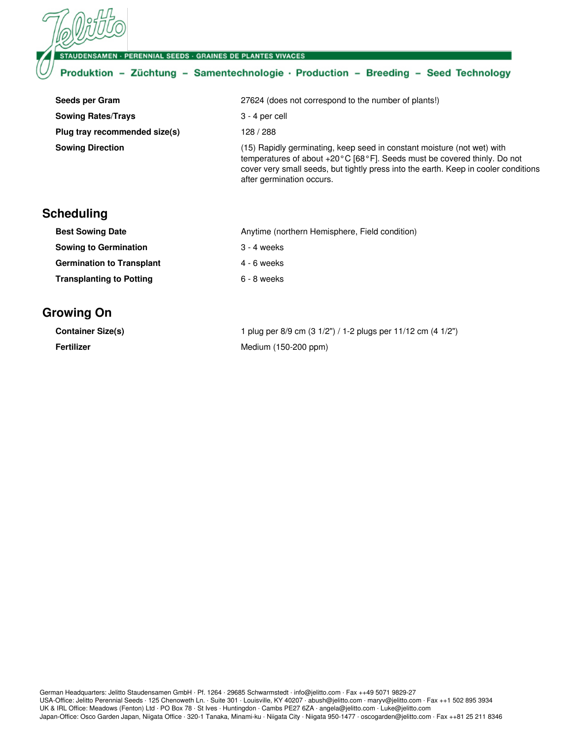| | |
|---|---|
| **Seeds per Gram** | 27624 (does not correspond to the number of plants!) |
| **Sowing Rates/Trays** | 3 - 4 per cell |
| **Plug tray recommended size(s)** | 128 / 288 |
| **Sowing Direction** | (15) Rapidly germinating, keep seed in constant moisture (not wet) with temperatures of about +20°C [68°F]. Seeds must be covered thinly. Do not cover very small seeds, but tightly press into the earth. Keep in cooler conditions after germination occurs. |

## Scheduling

| | |
|---|---|
| **Best Sowing Date** | Anytime (northern Hemisphere, Field condition) |
| **Sowing to Germination** | 3 - 4 weeks |
| **Germination to Transplant** | 4 - 6 weeks |
| **Transplanting to Potting** | 6 - 8 weeks |

## Growing On

| | |
|---|---|
| **Container Size(s)** | 1 plug per 8/9 cm (3 1/2") / 1-2 plugs per 11/12 cm (4 1/2") |
| **Fertilizer** | Medium (150-200 ppm) |